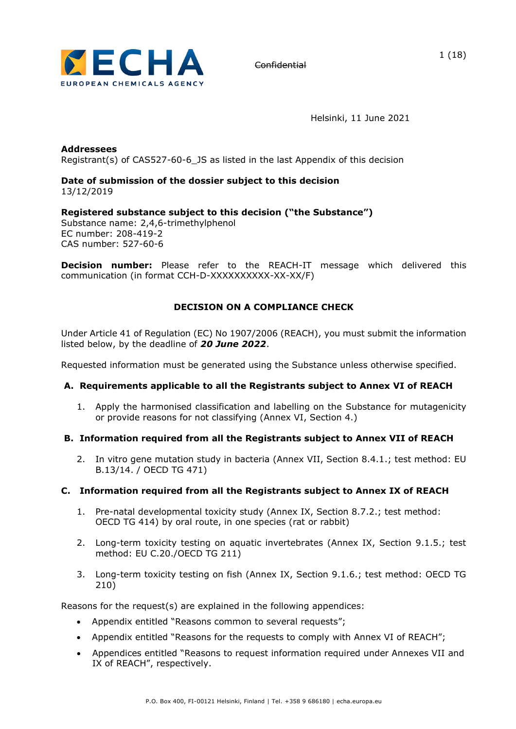~~Confidential~~

Helsinki, 11 June 2021

**Addressees**
Registrant(s) of CAS527-60-6_JS as listed in the last Appendix of this decision

**Date of submission of the dossier subject to this decision**
13/12/2019

**Registered substance subject to this decision ("the Substance")**
Substance name: 2,4,6-trimethylphenol
EC number: 208-419-2
CAS number: 527-60-6

**Decision number:** Please refer to the REACH-IT message which delivered this communication (in format CCH-D-XXXXXXXXXX-XX-XX/F)

## DECISION ON A COMPLIANCE CHECK

Under Article 41 of Regulation (EC) No 1907/2006 (REACH), you must submit the information listed below, by the deadline of ***20 June 2022***.

Requested information must be generated using the Substance unless otherwise specified.

### A. Requirements applicable to all the Registrants subject to Annex VI of REACH

1. Apply the harmonised classification and labelling on the Substance for mutagenicity or provide reasons for not classifying (Annex VI, Section 4.)

### B. Information required from all the Registrants subject to Annex VII of REACH

2. In vitro gene mutation study in bacteria (Annex VII, Section 8.4.1.; test method: EU B.13/14. / OECD TG 471)

### C. Information required from all the Registrants subject to Annex IX of REACH

1. Pre-natal developmental toxicity study (Annex IX, Section 8.7.2.; test method: OECD TG 414) by oral route, in one species (rat or rabbit)
2. Long-term toxicity testing on aquatic invertebrates (Annex IX, Section 9.1.5.; test method: EU C.20./OECD TG 211)
3. Long-term toxicity testing on fish (Annex IX, Section 9.1.6.; test method: OECD TG 210)

Reasons for the request(s) are explained in the following appendices:

- Appendix entitled "Reasons common to several requests";
- Appendix entitled "Reasons for the requests to comply with Annex VI of REACH";
- Appendices entitled "Reasons to request information required under Annexes VII and IX of REACH", respectively.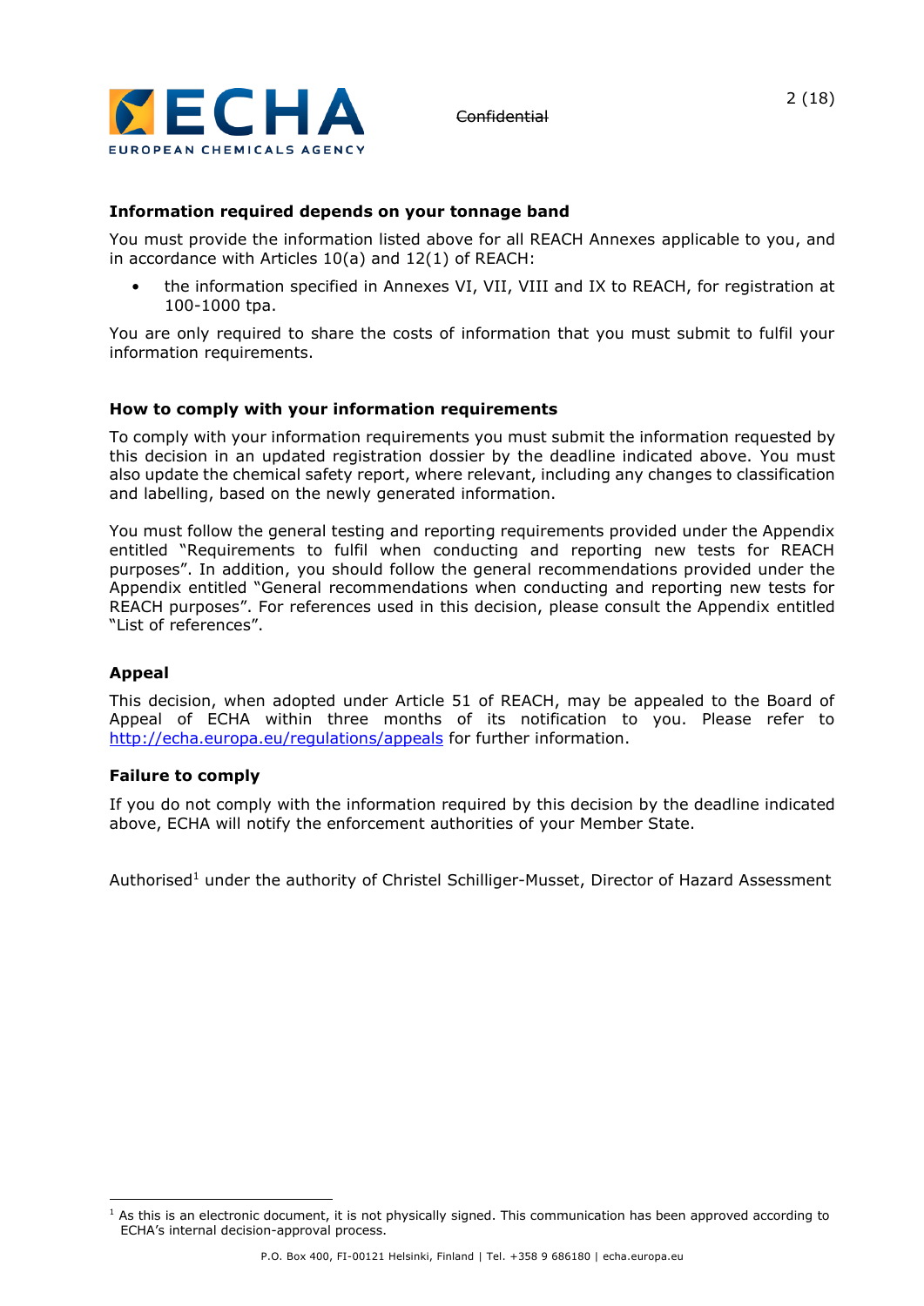**Information required depends on your tonnage band**

You must provide the information listed above for all REACH Annexes applicable to you, and in accordance with Articles 10(a) and 12(1) of REACH:

- the information specified in Annexes VI, VII, VIII and IX to REACH, for registration at 100-1000 tpa.

You are only required to share the costs of information that you must submit to fulfil your information requirements.

**How to comply with your information requirements**

To comply with your information requirements you must submit the information requested by this decision in an updated registration dossier by the deadline indicated above. You must also update the chemical safety report, where relevant, including any changes to classification and labelling, based on the newly generated information.

You must follow the general testing and reporting requirements provided under the Appendix entitled "Requirements to fulfil when conducting and reporting new tests for REACH purposes". In addition, you should follow the general recommendations provided under the Appendix entitled "General recommendations when conducting and reporting new tests for REACH purposes". For references used in this decision, please consult the Appendix entitled "List of references".

**Appeal**

This decision, when adopted under Article 51 of REACH, may be appealed to the Board of Appeal of ECHA within three months of its notification to you. Please refer to http://echa.europa.eu/regulations/appeals for further information.

**Failure to comply**

If you do not comply with the information required by this decision by the deadline indicated above, ECHA will notify the enforcement authorities of your Member State.

Authorised[1] under the authority of Christel Schilliger-Musset, Director of Hazard Assessment

[1] As this is an electronic document, it is not physically signed. This communication has been approved according to ECHA's internal decision-approval process.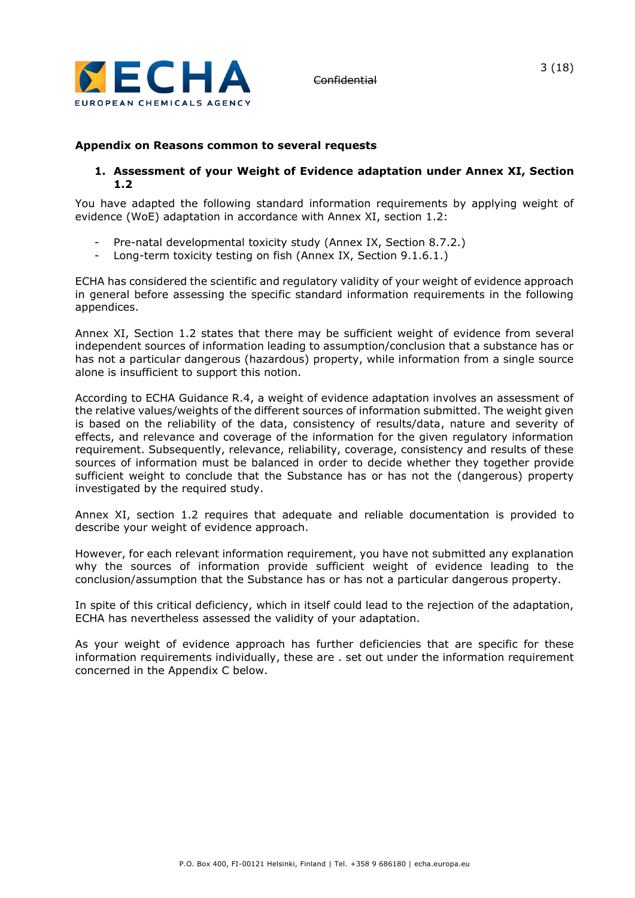## Appendix on Reasons common to several requests

### 1. Assessment of your Weight of Evidence adaptation under Annex XI, Section 1.2

You have adapted the following standard information requirements by applying weight of evidence (WoE) adaptation in accordance with Annex XI, section 1.2:

- Pre-natal developmental toxicity study (Annex IX, Section 8.7.2.)
- Long-term toxicity testing on fish (Annex IX, Section 9.1.6.1.)

ECHA has considered the scientific and regulatory validity of your weight of evidence approach in general before assessing the specific standard information requirements in the following appendices.

Annex XI, Section 1.2 states that there may be sufficient weight of evidence from several independent sources of information leading to assumption/conclusion that a substance has or has not a particular dangerous (hazardous) property, while information from a single source alone is insufficient to support this notion.

According to ECHA Guidance R.4, a weight of evidence adaptation involves an assessment of the relative values/weights of the different sources of information submitted. The weight given is based on the reliability of the data, consistency of results/data, nature and severity of effects, and relevance and coverage of the information for the given regulatory information requirement. Subsequently, relevance, reliability, coverage, consistency and results of these sources of information must be balanced in order to decide whether they together provide sufficient weight to conclude that the Substance has or has not the (dangerous) property investigated by the required study.

Annex XI, section 1.2 requires that adequate and reliable documentation is provided to describe your weight of evidence approach.

However, for each relevant information requirement, you have not submitted any explanation why the sources of information provide sufficient weight of evidence leading to the conclusion/assumption that the Substance has or has not a particular dangerous property.

In spite of this critical deficiency, which in itself could lead to the rejection of the adaptation, ECHA has nevertheless assessed the validity of your adaptation.

As your weight of evidence approach has further deficiencies that are specific for these information requirements individually, these are . set out under the information requirement concerned in the Appendix C below.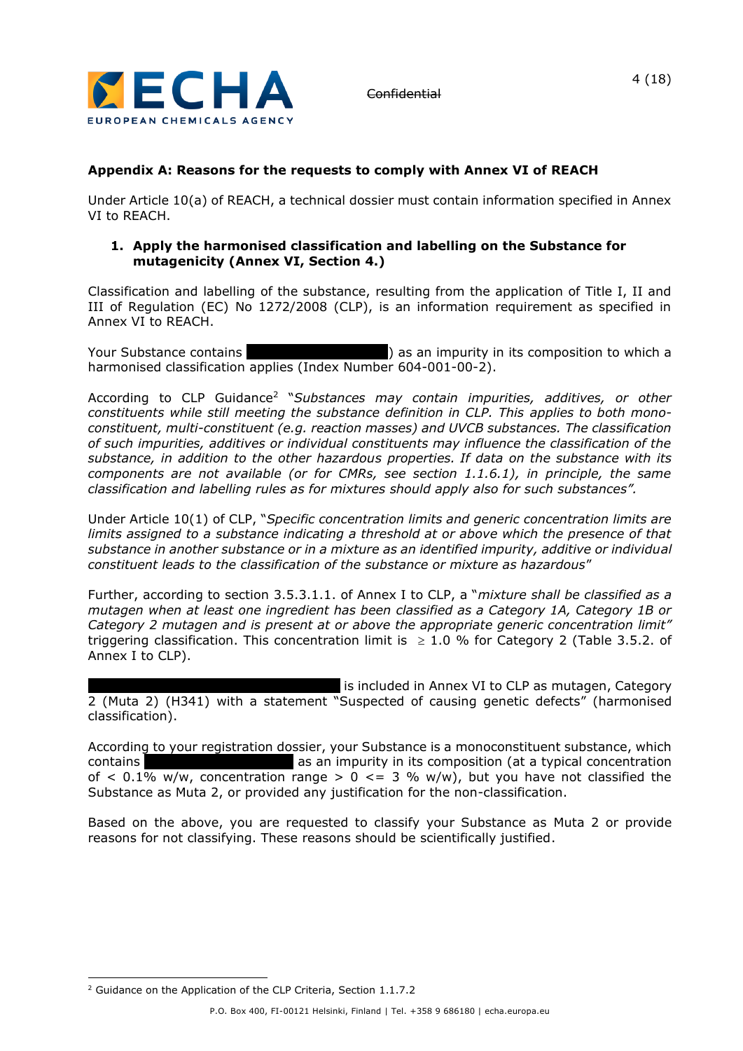## Appendix A: Reasons for the requests to comply with Annex VI of REACH

Under Article 10(a) of REACH, a technical dossier must contain information specified in Annex VI to REACH.

### 1. Apply the harmonised classification and labelling on the Substance for mutagenicity (Annex VI, Section 4.)

Classification and labelling of the substance, resulting from the application of Title I, II and III of Regulation (EC) No 1272/2008 (CLP), is an information requirement as specified in Annex VI to REACH.

Your Substance contains ███████████) as an impurity in its composition to which a harmonised classification applies (Index Number 604-001-00-2).

According to CLP Guidance[2] "*Substances may contain impurities, additives, or other constituents while still meeting the substance definition in CLP. This applies to both mono-constituent, multi-constituent (e.g. reaction masses) and UVCB substances. The classification of such impurities, additives or individual constituents may influence the classification of the substance, in addition to the other hazardous properties. If data on the substance with its components are not available (or for CMRs, see section 1.1.6.1), in principle, the same classification and labelling rules as for mixtures should apply also for such substances".*

Under Article 10(1) of CLP, "*Specific concentration limits and generic concentration limits are limits assigned to a substance indicating a threshold at or above which the presence of that substance in another substance or in a mixture as an identified impurity, additive or individual constituent leads to the classification of the substance or mixture as hazardous*"

Further, according to section 3.5.3.1.1. of Annex I to CLP, a "*mixture shall be classified as a mutagen when at least one ingredient has been classified as a Category 1A, Category 1B or Category 2 mutagen and is present at or above the appropriate generic concentration limit"* triggering classification. This concentration limit is $\geq$ 1.0 % for Category 2 (Table 3.5.2. of Annex I to CLP).

████████████████████ is included in Annex VI to CLP as mutagen, Category 2 (Muta 2) (H341) with a statement "Suspected of causing genetic defects" (harmonised classification).

According to your registration dossier, your Substance is a monoconstituent substance, which contains ████████████ as an impurity in its composition (at a typical concentration of < 0.1% w/w, concentration range > 0 <= 3 % w/w), but you have not classified the Substance as Muta 2, or provided any justification for the non-classification.

Based on the above, you are requested to classify your Substance as Muta 2 or provide reasons for not classifying. These reasons should be scientifically justified.

[2] Guidance on the Application of the CLP Criteria, Section 1.1.7.2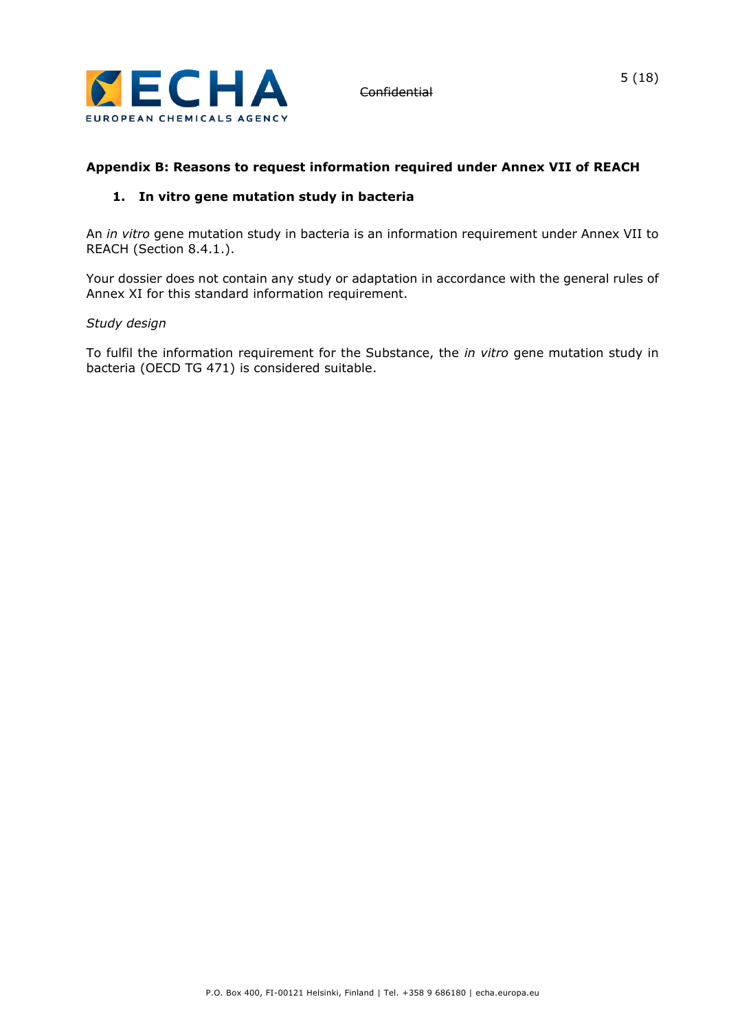## Appendix B: Reasons to request information required under Annex VII of REACH

### 1. In vitro gene mutation study in bacteria

An *in vitro* gene mutation study in bacteria is an information requirement under Annex VII to REACH (Section 8.4.1.).

Your dossier does not contain any study or adaptation in accordance with the general rules of Annex XI for this standard information requirement.

*Study design*

To fulfil the information requirement for the Substance, the *in vitro* gene mutation study in bacteria (OECD TG 471) is considered suitable.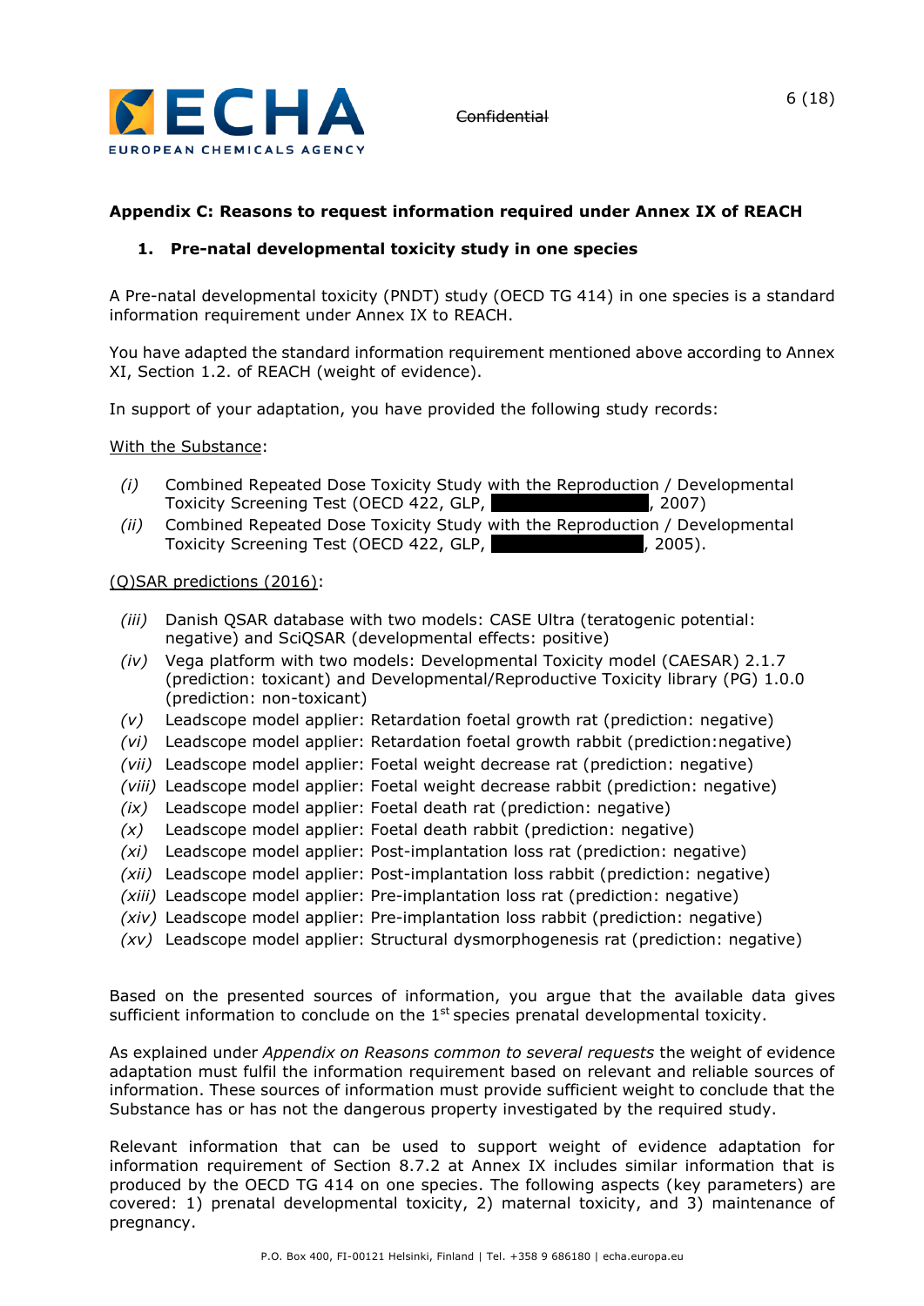## Appendix C: Reasons to request information required under Annex IX of REACH

### 1. Pre-natal developmental toxicity study in one species

A Pre-natal developmental toxicity (PNDT) study (OECD TG 414) in one species is a standard information requirement under Annex IX to REACH.

You have adapted the standard information requirement mentioned above according to Annex XI, Section 1.2. of REACH (weight of evidence).

In support of your adaptation, you have provided the following study records:

With the Substance:

- *(i)* Combined Repeated Dose Toxicity Study with the Reproduction / Developmental Toxicity Screening Test (OECD 422, GLP, ███████████, 2007)
- *(ii)* Combined Repeated Dose Toxicity Study with the Reproduction / Developmental Toxicity Screening Test (OECD 422, GLP, ███████████, 2005).

(Q)SAR predictions (2016):

- *(iii)* Danish QSAR database with two models: CASE Ultra (teratogenic potential: negative) and SciQSAR (developmental effects: positive)
- *(iv)* Vega platform with two models: Developmental Toxicity model (CAESAR) 2.1.7 (prediction: toxicant) and Developmental/Reproductive Toxicity library (PG) 1.0.0 (prediction: non-toxicant)
- *(v)* Leadscope model applier: Retardation foetal growth rat (prediction: negative)
- *(vi)* Leadscope model applier: Retardation foetal growth rabbit (prediction:negative)
- *(vii)* Leadscope model applier: Foetal weight decrease rat (prediction: negative)
- *(viii)* Leadscope model applier: Foetal weight decrease rabbit (prediction: negative)
- *(ix)* Leadscope model applier: Foetal death rat (prediction: negative)
- *(x)* Leadscope model applier: Foetal death rabbit (prediction: negative)
- *(xi)* Leadscope model applier: Post-implantation loss rat (prediction: negative)
- *(xii)* Leadscope model applier: Post-implantation loss rabbit (prediction: negative)
- *(xiii)* Leadscope model applier: Pre-implantation loss rat (prediction: negative)
- *(xiv)* Leadscope model applier: Pre-implantation loss rabbit (prediction: negative)
- *(xv)* Leadscope model applier: Structural dysmorphogenesis rat (prediction: negative)

Based on the presented sources of information, you argue that the available data gives sufficient information to conclude on the 1st species prenatal developmental toxicity.

As explained under *Appendix on Reasons common to several requests* the weight of evidence adaptation must fulfil the information requirement based on relevant and reliable sources of information. These sources of information must provide sufficient weight to conclude that the Substance has or has not the dangerous property investigated by the required study.

Relevant information that can be used to support weight of evidence adaptation for information requirement of Section 8.7.2 at Annex IX includes similar information that is produced by the OECD TG 414 on one species. The following aspects (key parameters) are covered: 1) prenatal developmental toxicity, 2) maternal toxicity, and 3) maintenance of pregnancy.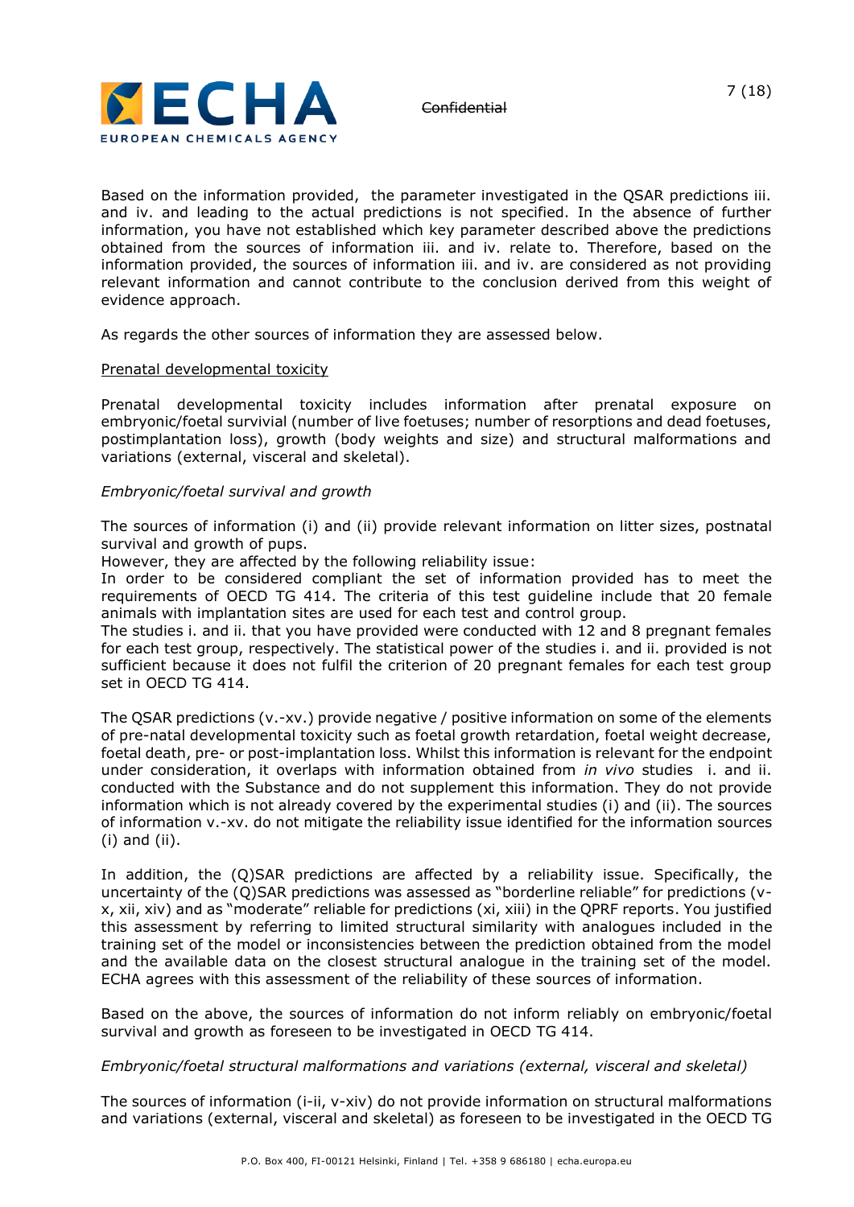Based on the information provided, the parameter investigated in the QSAR predictions iii. and iv. and leading to the actual predictions is not specified. In the absence of further information, you have not established which key parameter described above the predictions obtained from the sources of information iii. and iv. relate to. Therefore, based on the information provided, the sources of information iii. and iv. are considered as not providing relevant information and cannot contribute to the conclusion derived from this weight of evidence approach.

As regards the other sources of information they are assessed below.

Prenatal developmental toxicity

Prenatal developmental toxicity includes information after prenatal exposure on embryonic/foetal survivial (number of live foetuses; number of resorptions and dead foetuses, postimplantation loss), growth (body weights and size) and structural malformations and variations (external, visceral and skeletal).

*Embryonic/foetal survival and growth*

The sources of information (i) and (ii) provide relevant information on litter sizes, postnatal survival and growth of pups.
However, they are affected by the following reliability issue:
In order to be considered compliant the set of information provided has to meet the requirements of OECD TG 414. The criteria of this test guideline include that 20 female animals with implantation sites are used for each test and control group.
The studies i. and ii. that you have provided were conducted with 12 and 8 pregnant females for each test group, respectively. The statistical power of the studies i. and ii. provided is not sufficient because it does not fulfil the criterion of 20 pregnant females for each test group set in OECD TG 414.

The QSAR predictions (v.-xv.) provide negative / positive information on some of the elements of pre-natal developmental toxicity such as foetal growth retardation, foetal weight decrease, foetal death, pre- or post-implantation loss. Whilst this information is relevant for the endpoint under consideration, it overlaps with information obtained from *in vivo* studies i. and ii. conducted with the Substance and do not supplement this information. They do not provide information which is not already covered by the experimental studies (i) and (ii). The sources of information v.-xv. do not mitigate the reliability issue identified for the information sources (i) and (ii).

In addition, the (Q)SAR predictions are affected by a reliability issue. Specifically, the uncertainty of the (Q)SAR predictions was assessed as "borderline reliable" for predictions (v-x, xii, xiv) and as "moderate" reliable for predictions (xi, xiii) in the QPRF reports. You justified this assessment by referring to limited structural similarity with analogues included in the training set of the model or inconsistencies between the prediction obtained from the model and the available data on the closest structural analogue in the training set of the model. ECHA agrees with this assessment of the reliability of these sources of information.

Based on the above, the sources of information do not inform reliably on embryonic/foetal survival and growth as foreseen to be investigated in OECD TG 414.

*Embryonic/foetal structural malformations and variations (external, visceral and skeletal)*

The sources of information (i-ii, v-xiv) do not provide information on structural malformations and variations (external, visceral and skeletal) as foreseen to be investigated in the OECD TG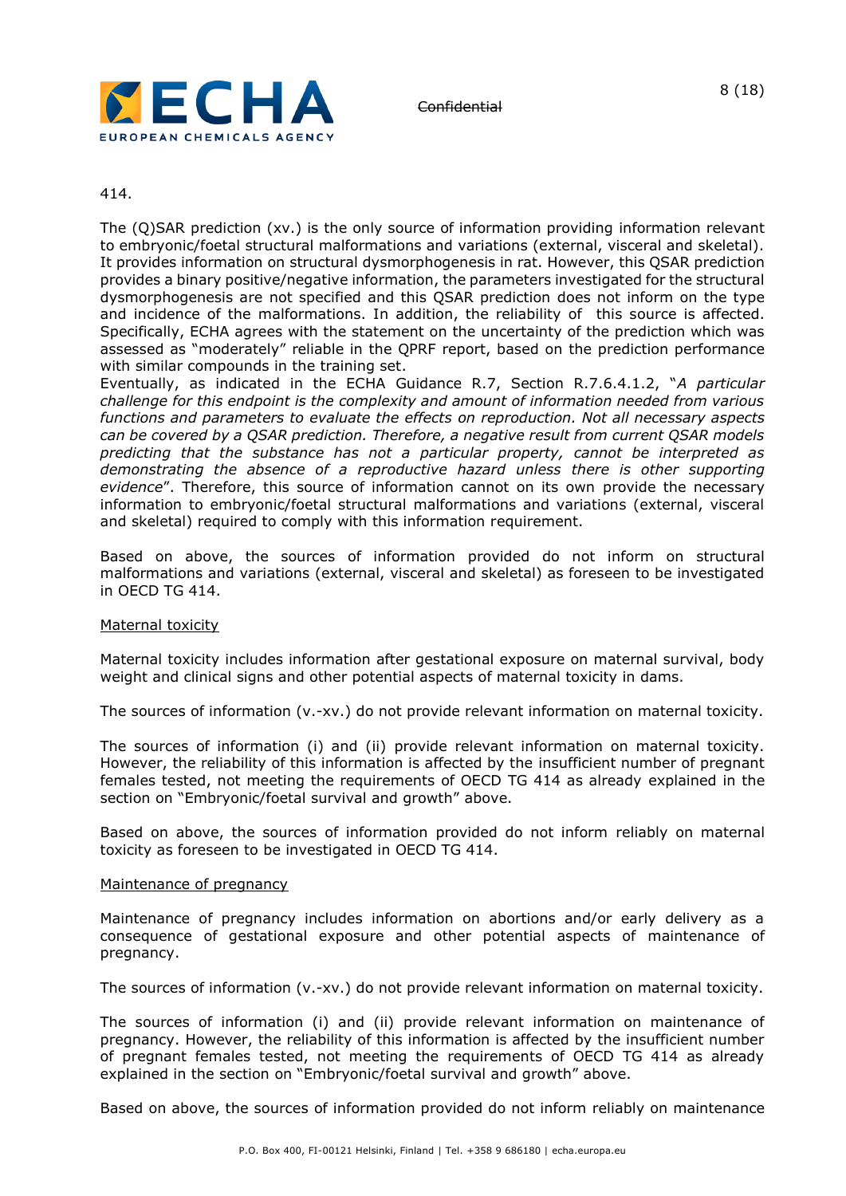414.

The (Q)SAR prediction (xv.) is the only source of information providing information relevant to embryonic/foetal structural malformations and variations (external, visceral and skeletal). It provides information on structural dysmorphogenesis in rat. However, this QSAR prediction provides a binary positive/negative information, the parameters investigated for the structural dysmorphogenesis are not specified and this QSAR prediction does not inform on the type and incidence of the malformations. In addition, the reliability of this source is affected. Specifically, ECHA agrees with the statement on the uncertainty of the prediction which was assessed as "moderately" reliable in the QPRF report, based on the prediction performance with similar compounds in the training set.
Eventually, as indicated in the ECHA Guidance R.7, Section R.7.6.4.1.2, "*A particular challenge for this endpoint is the complexity and amount of information needed from various functions and parameters to evaluate the effects on reproduction. Not all necessary aspects can be covered by a QSAR prediction. Therefore, a negative result from current QSAR models predicting that the substance has not a particular property, cannot be interpreted as demonstrating the absence of a reproductive hazard unless there is other supporting evidence*". Therefore, this source of information cannot on its own provide the necessary information to embryonic/foetal structural malformations and variations (external, visceral and skeletal) required to comply with this information requirement.

Based on above, the sources of information provided do not inform on structural malformations and variations (external, visceral and skeletal) as foreseen to be investigated in OECD TG 414.

<u>Maternal toxicity</u>

Maternal toxicity includes information after gestational exposure on maternal survival, body weight and clinical signs and other potential aspects of maternal toxicity in dams.

The sources of information (v.-xv.) do not provide relevant information on maternal toxicity.

The sources of information (i) and (ii) provide relevant information on maternal toxicity. However, the reliability of this information is affected by the insufficient number of pregnant females tested, not meeting the requirements of OECD TG 414 as already explained in the section on "Embryonic/foetal survival and growth" above.

Based on above, the sources of information provided do not inform reliably on maternal toxicity as foreseen to be investigated in OECD TG 414.

<u>Maintenance of pregnancy</u>

Maintenance of pregnancy includes information on abortions and/or early delivery as a consequence of gestational exposure and other potential aspects of maintenance of pregnancy.

The sources of information (v.-xv.) do not provide relevant information on maternal toxicity.

The sources of information (i) and (ii) provide relevant information on maintenance of pregnancy. However, the reliability of this information is affected by the insufficient number of pregnant females tested, not meeting the requirements of OECD TG 414 as already explained in the section on "Embryonic/foetal survival and growth" above.

Based on above, the sources of information provided do not inform reliably on maintenance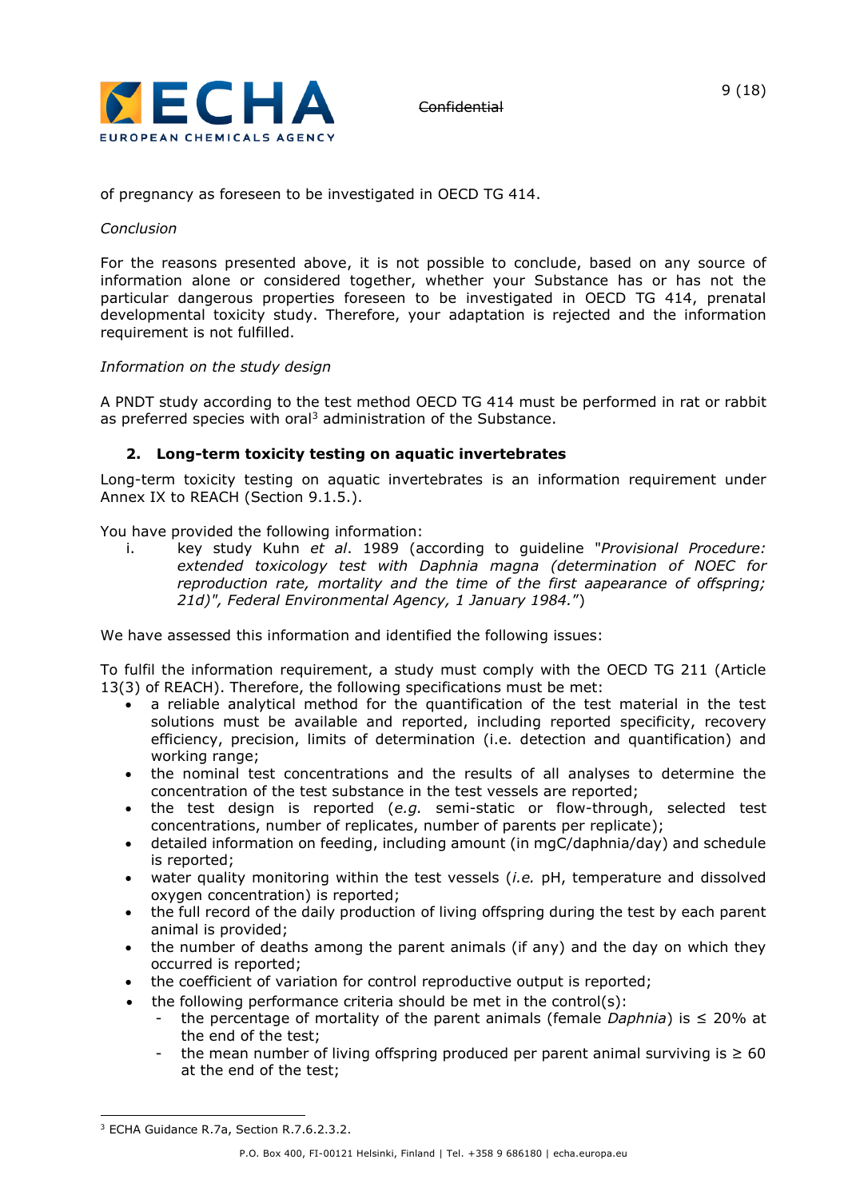of pregnancy as foreseen to be investigated in OECD TG 414.

*Conclusion*

For the reasons presented above, it is not possible to conclude, based on any source of information alone or considered together, whether your Substance has or has not the particular dangerous properties foreseen to be investigated in OECD TG 414, prenatal developmental toxicity study. Therefore, your adaptation is rejected and the information requirement is not fulfilled.

*Information on the study design*

A PNDT study according to the test method OECD TG 414 must be performed in rat or rabbit as preferred species with oral[3] administration of the Substance.

## 2. Long-term toxicity testing on aquatic invertebrates

Long-term toxicity testing on aquatic invertebrates is an information requirement under Annex IX to REACH (Section 9.1.5.).

You have provided the following information:

i. key study Kuhn *et al*. 1989 (according to guideline "*Provisional Procedure: extended toxicology test with Daphnia magna (determination of NOEC for reproduction rate, mortality and the time of the first aapearance of offspring; 21d)", Federal Environmental Agency, 1 January 1984.*")

We have assessed this information and identified the following issues:

To fulfil the information requirement, a study must comply with the OECD TG 211 (Article 13(3) of REACH). Therefore, the following specifications must be met:

- a reliable analytical method for the quantification of the test material in the test solutions must be available and reported, including reported specificity, recovery efficiency, precision, limits of determination (i.e. detection and quantification) and working range;
- the nominal test concentrations and the results of all analyses to determine the concentration of the test substance in the test vessels are reported;
- the test design is reported (*e.g.* semi-static or flow-through, selected test concentrations, number of replicates, number of parents per replicate);
- detailed information on feeding, including amount (in mgC/daphnia/day) and schedule is reported;
- water quality monitoring within the test vessels (*i.e.* pH, temperature and dissolved oxygen concentration) is reported;
- the full record of the daily production of living offspring during the test by each parent animal is provided;
- the number of deaths among the parent animals (if any) and the day on which they occurred is reported;
- the coefficient of variation for control reproductive output is reported;
- the following performance criteria should be met in the control(s):
  - the percentage of mortality of the parent animals (female *Daphnia*) is ≤ 20% at the end of the test;
  - the mean number of living offspring produced per parent animal surviving is ≥ 60 at the end of the test;

---

[3] ECHA Guidance R.7a, Section R.7.6.2.3.2.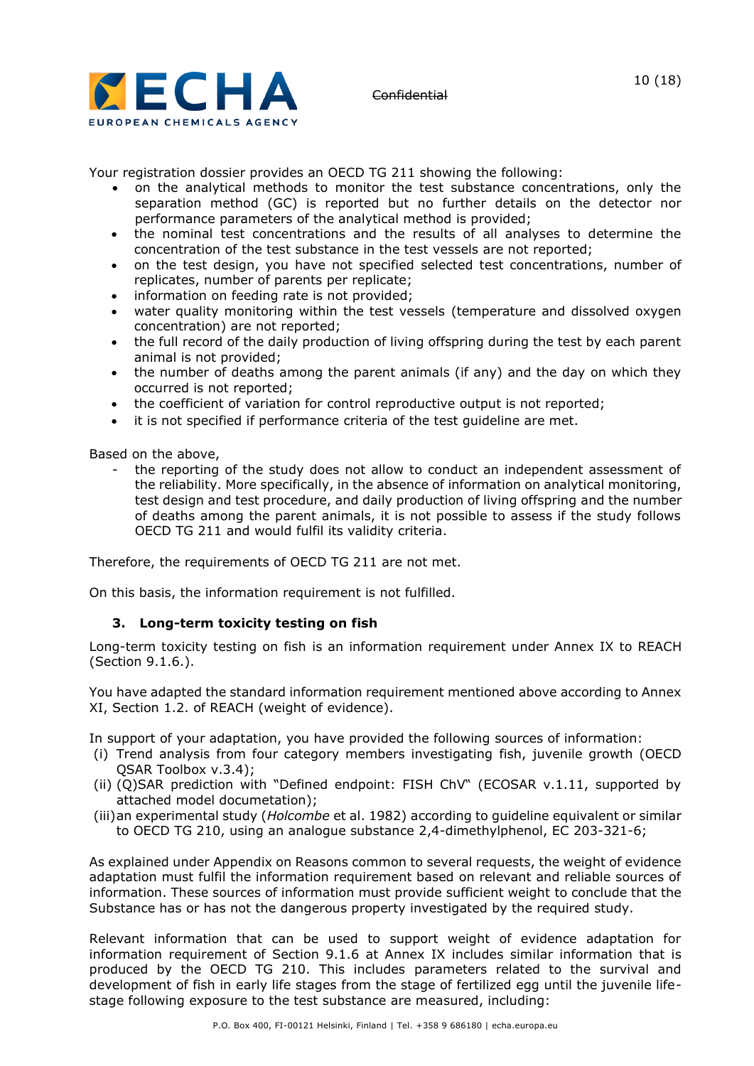Your registration dossier provides an OECD TG 211 showing the following:

- on the analytical methods to monitor the test substance concentrations, only the separation method (GC) is reported but no further details on the detector nor performance parameters of the analytical method is provided;
- the nominal test concentrations and the results of all analyses to determine the concentration of the test substance in the test vessels are not reported;
- on the test design, you have not specified selected test concentrations, number of replicates, number of parents per replicate;
- information on feeding rate is not provided;
- water quality monitoring within the test vessels (temperature and dissolved oxygen concentration) are not reported;
- the full record of the daily production of living offspring during the test by each parent animal is not provided;
- the number of deaths among the parent animals (if any) and the day on which they occurred is not reported;
- the coefficient of variation for control reproductive output is not reported;
- it is not specified if performance criteria of the test guideline are met.

Based on the above,

- the reporting of the study does not allow to conduct an independent assessment of the reliability. More specifically, in the absence of information on analytical monitoring, test design and test procedure, and daily production of living offspring and the number of deaths among the parent animals, it is not possible to assess if the study follows OECD TG 211 and would fulfil its validity criteria.

Therefore, the requirements of OECD TG 211 are not met.

On this basis, the information requirement is not fulfilled.

### 3. Long-term toxicity testing on fish

Long-term toxicity testing on fish is an information requirement under Annex IX to REACH (Section 9.1.6.).

You have adapted the standard information requirement mentioned above according to Annex XI, Section 1.2. of REACH (weight of evidence).

In support of your adaptation, you have provided the following sources of information:

(i) Trend analysis from four category members investigating fish, juvenile growth (OECD QSAR Toolbox v.3.4);
(ii) (Q)SAR prediction with "Defined endpoint: FISH ChV" (ECOSAR v.1.11, supported by attached model documetation);
(iii) an experimental study (*Holcombe* et al. 1982) according to guideline equivalent or similar to OECD TG 210, using an analogue substance 2,4-dimethylphenol, EC 203-321-6;

As explained under Appendix on Reasons common to several requests, the weight of evidence adaptation must fulfil the information requirement based on relevant and reliable sources of information. These sources of information must provide sufficient weight to conclude that the Substance has or has not the dangerous property investigated by the required study.

Relevant information that can be used to support weight of evidence adaptation for information requirement of Section 9.1.6 at Annex IX includes similar information that is produced by the OECD TG 210. This includes parameters related to the survival and development of fish in early life stages from the stage of fertilized egg until the juvenile life-stage following exposure to the test substance are measured, including: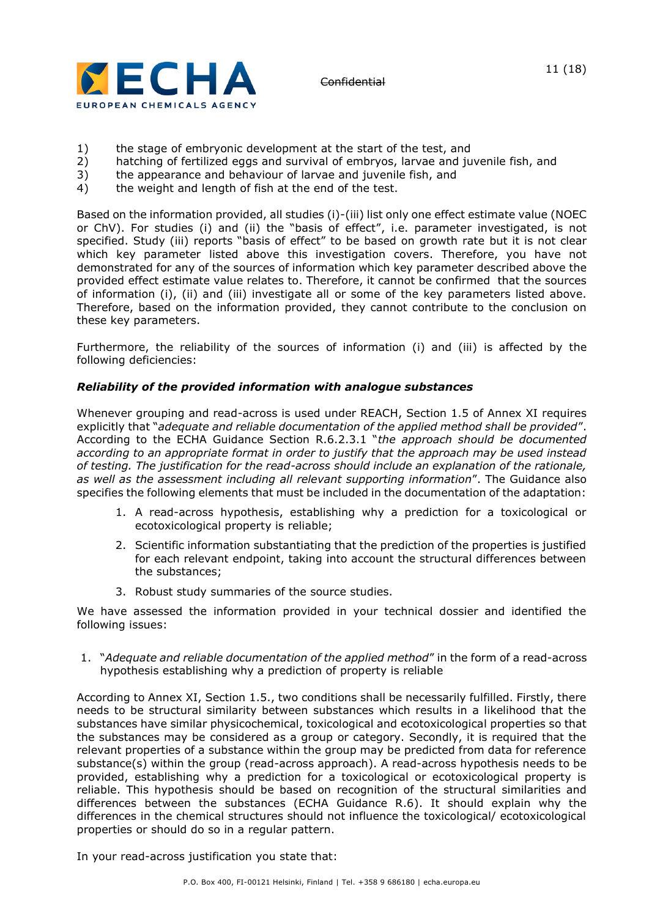1) the stage of embryonic development at the start of the test, and
2) hatching of fertilized eggs and survival of embryos, larvae and juvenile fish, and
3) the appearance and behaviour of larvae and juvenile fish, and
4) the weight and length of fish at the end of the test.

Based on the information provided, all studies (i)-(iii) list only one effect estimate value (NOEC or ChV). For studies (i) and (ii) the "basis of effect", i.e. parameter investigated, is not specified. Study (iii) reports "basis of effect" to be based on growth rate but it is not clear which key parameter listed above this investigation covers. Therefore, you have not demonstrated for any of the sources of information which key parameter described above the provided effect estimate value relates to. Therefore, it cannot be confirmed that the sources of information (i), (ii) and (iii) investigate all or some of the key parameters listed above. Therefore, based on the information provided, they cannot contribute to the conclusion on these key parameters.

Furthermore, the reliability of the sources of information (i) and (iii) is affected by the following deficiencies:

***Reliability of the provided information with analogue substances***

Whenever grouping and read-across is used under REACH, Section 1.5 of Annex XI requires explicitly that "*adequate and reliable documentation of the applied method shall be provided*". According to the ECHA Guidance Section R.6.2.3.1 "*the approach should be documented according to an appropriate format in order to justify that the approach may be used instead of testing. The justification for the read-across should include an explanation of the rationale, as well as the assessment including all relevant supporting information*". The Guidance also specifies the following elements that must be included in the documentation of the adaptation:

1. A read-across hypothesis, establishing why a prediction for a toxicological or ecotoxicological property is reliable;
2. Scientific information substantiating that the prediction of the properties is justified for each relevant endpoint, taking into account the structural differences between the substances;
3. Robust study summaries of the source studies.

We have assessed the information provided in your technical dossier and identified the following issues:

1. "*Adequate and reliable documentation of the applied method*" in the form of a read-across hypothesis establishing why a prediction of property is reliable

According to Annex XI, Section 1.5., two conditions shall be necessarily fulfilled. Firstly, there needs to be structural similarity between substances which results in a likelihood that the substances have similar physicochemical, toxicological and ecotoxicological properties so that the substances may be considered as a group or category. Secondly, it is required that the relevant properties of a substance within the group may be predicted from data for reference substance(s) within the group (read-across approach). A read-across hypothesis needs to be provided, establishing why a prediction for a toxicological or ecotoxicological property is reliable. This hypothesis should be based on recognition of the structural similarities and differences between the substances (ECHA Guidance R.6). It should explain why the differences in the chemical structures should not influence the toxicological/ ecotoxicological properties or should do so in a regular pattern.

In your read-across justification you state that: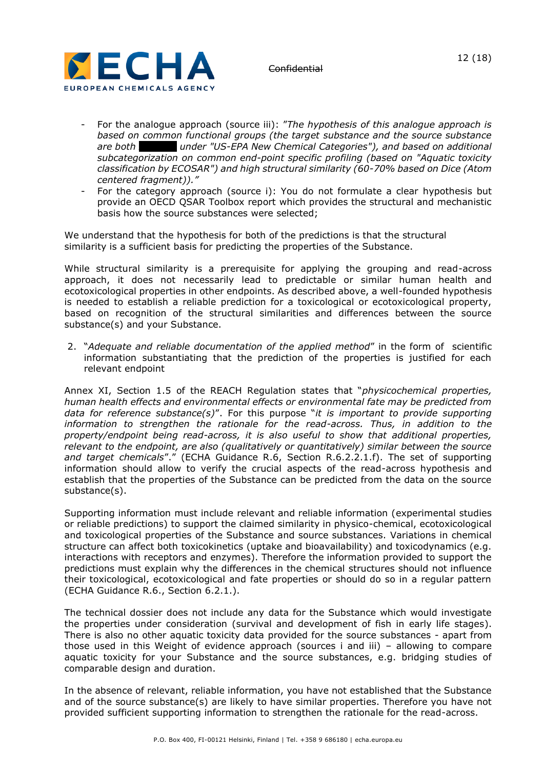- For the analogue approach (source iii): *"The hypothesis of this analogue approach is based on common functional groups (the target substance and the source substance are both ██████ under "US-EPA New Chemical Categories"), and based on additional subcategorization on common end-point specific profiling (based on "Aquatic toxicity classification by ECOSAR") and high structural similarity (60-70% based on Dice (Atom centered fragment))."*
- For the category approach (source i): You do not formulate a clear hypothesis but provide an OECD QSAR Toolbox report which provides the structural and mechanistic basis how the source substances were selected;

We understand that the hypothesis for both of the predictions is that the structural similarity is a sufficient basis for predicting the properties of the Substance.

While structural similarity is a prerequisite for applying the grouping and read-across approach, it does not necessarily lead to predictable or similar human health and ecotoxicological properties in other endpoints. As described above, a well-founded hypothesis is needed to establish a reliable prediction for a toxicological or ecotoxicological property, based on recognition of the structural similarities and differences between the source substance(s) and your Substance.

2. "*Adequate and reliable documentation of the applied method*" in the form of scientific information substantiating that the prediction of the properties is justified for each relevant endpoint

Annex XI, Section 1.5 of the REACH Regulation states that "*physicochemical properties, human health effects and environmental effects or environmental fate may be predicted from data for reference substance(s)*". For this purpose "*it is important to provide supporting information to strengthen the rationale for the read-across. Thus, in addition to the property/endpoint being read-across, it is also useful to show that additional properties, relevant to the endpoint, are also (qualitatively or quantitatively) similar between the source and target chemicals*"." (ECHA Guidance R.6, Section R.6.2.2.1.f). The set of supporting information should allow to verify the crucial aspects of the read-across hypothesis and establish that the properties of the Substance can be predicted from the data on the source substance(s).

Supporting information must include relevant and reliable information (experimental studies or reliable predictions) to support the claimed similarity in physico-chemical, ecotoxicological and toxicological properties of the Substance and source substances. Variations in chemical structure can affect both toxicokinetics (uptake and bioavailability) and toxicodynamics (e.g. interactions with receptors and enzymes). Therefore the information provided to support the predictions must explain why the differences in the chemical structures should not influence their toxicological, ecotoxicological and fate properties or should do so in a regular pattern (ECHA Guidance R.6., Section 6.2.1.).

The technical dossier does not include any data for the Substance which would investigate the properties under consideration (survival and development of fish in early life stages). There is also no other aquatic toxicity data provided for the source substances - apart from those used in this Weight of evidence approach (sources i and iii) – allowing to compare aquatic toxicity for your Substance and the source substances, e.g. bridging studies of comparable design and duration.

In the absence of relevant, reliable information, you have not established that the Substance and of the source substance(s) are likely to have similar properties. Therefore you have not provided sufficient supporting information to strengthen the rationale for the read-across.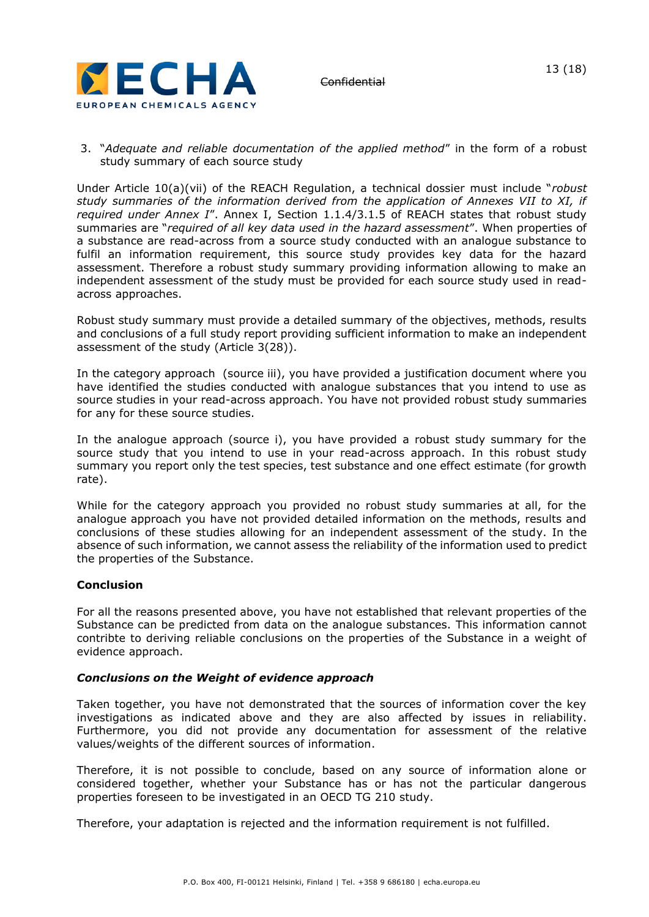3. "*Adequate and reliable documentation of the applied method*" in the form of a robust study summary of each source study

Under Article 10(a)(vii) of the REACH Regulation, a technical dossier must include "*robust study summaries of the information derived from the application of Annexes VII to XI, if required under Annex I*". Annex I, Section 1.1.4/3.1.5 of REACH states that robust study summaries are "*required of all key data used in the hazard assessment*". When properties of a substance are read-across from a source study conducted with an analogue substance to fulfil an information requirement, this source study provides key data for the hazard assessment. Therefore a robust study summary providing information allowing to make an independent assessment of the study must be provided for each source study used in read-across approaches.

Robust study summary must provide a detailed summary of the objectives, methods, results and conclusions of a full study report providing sufficient information to make an independent assessment of the study (Article 3(28)).

In the category approach (source iii), you have provided a justification document where you have identified the studies conducted with analogue substances that you intend to use as source studies in your read-across approach. You have not provided robust study summaries for any for these source studies.

In the analogue approach (source i), you have provided a robust study summary for the source study that you intend to use in your read-across approach. In this robust study summary you report only the test species, test substance and one effect estimate (for growth rate).

While for the category approach you provided no robust study summaries at all, for the analogue approach you have not provided detailed information on the methods, results and conclusions of these studies allowing for an independent assessment of the study. In the absence of such information, we cannot assess the reliability of the information used to predict the properties of the Substance.

**Conclusion**

For all the reasons presented above, you have not established that relevant properties of the Substance can be predicted from data on the analogue substances. This information cannot contribte to deriving reliable conclusions on the properties of the Substance in a weight of evidence approach.

***Conclusions on the Weight of evidence approach***

Taken together, you have not demonstrated that the sources of information cover the key investigations as indicated above and they are also affected by issues in reliability. Furthermore, you did not provide any documentation for assessment of the relative values/weights of the different sources of information.

Therefore, it is not possible to conclude, based on any source of information alone or considered together, whether your Substance has or has not the particular dangerous properties foreseen to be investigated in an OECD TG 210 study.

Therefore, your adaptation is rejected and the information requirement is not fulfilled.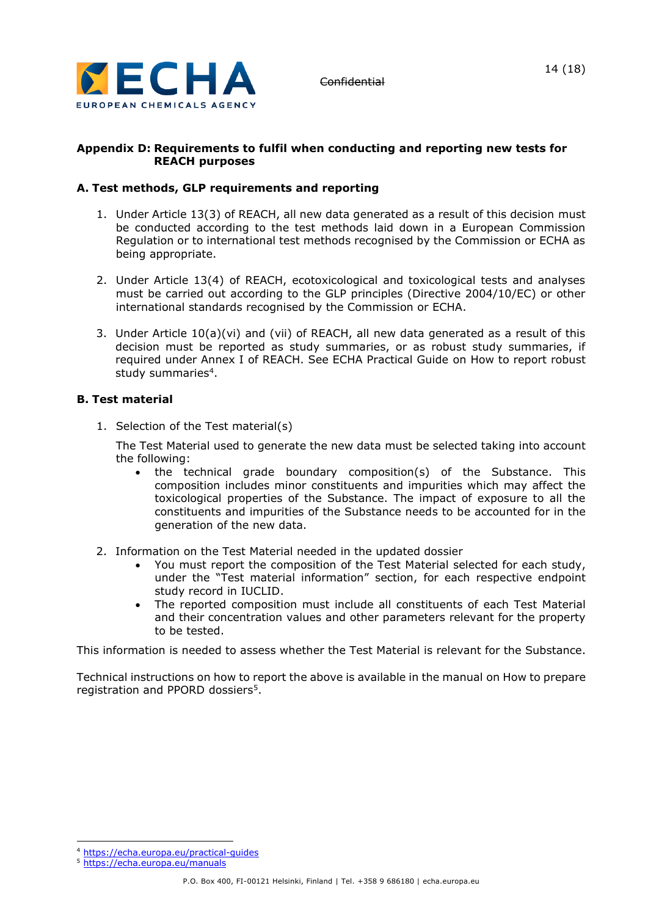## Appendix D: Requirements to fulfil when conducting and reporting new tests for REACH purposes

### A. Test methods, GLP requirements and reporting

1. Under Article 13(3) of REACH, all new data generated as a result of this decision must be conducted according to the test methods laid down in a European Commission Regulation or to international test methods recognised by the Commission or ECHA as being appropriate.

2. Under Article 13(4) of REACH, ecotoxicological and toxicological tests and analyses must be carried out according to the GLP principles (Directive 2004/10/EC) or other international standards recognised by the Commission or ECHA.

3. Under Article 10(a)(vi) and (vii) of REACH, all new data generated as a result of this decision must be reported as study summaries, or as robust study summaries, if required under Annex I of REACH. See ECHA Practical Guide on How to report robust study summaries[4].

### B. Test material

1. Selection of the Test material(s)

   The Test Material used to generate the new data must be selected taking into account the following:
   - the technical grade boundary composition(s) of the Substance. This composition includes minor constituents and impurities which may affect the toxicological properties of the Substance. The impact of exposure to all the constituents and impurities of the Substance needs to be accounted for in the generation of the new data.

2. Information on the Test Material needed in the updated dossier
   - You must report the composition of the Test Material selected for each study, under the "Test material information" section, for each respective endpoint study record in IUCLID.
   - The reported composition must include all constituents of each Test Material and their concentration values and other parameters relevant for the property to be tested.

This information is needed to assess whether the Test Material is relevant for the Substance.

Technical instructions on how to report the above is available in the manual on How to prepare registration and PPORD dossiers[5].

---

[4] https://echa.europa.eu/practical-guides

[5] https://echa.europa.eu/manuals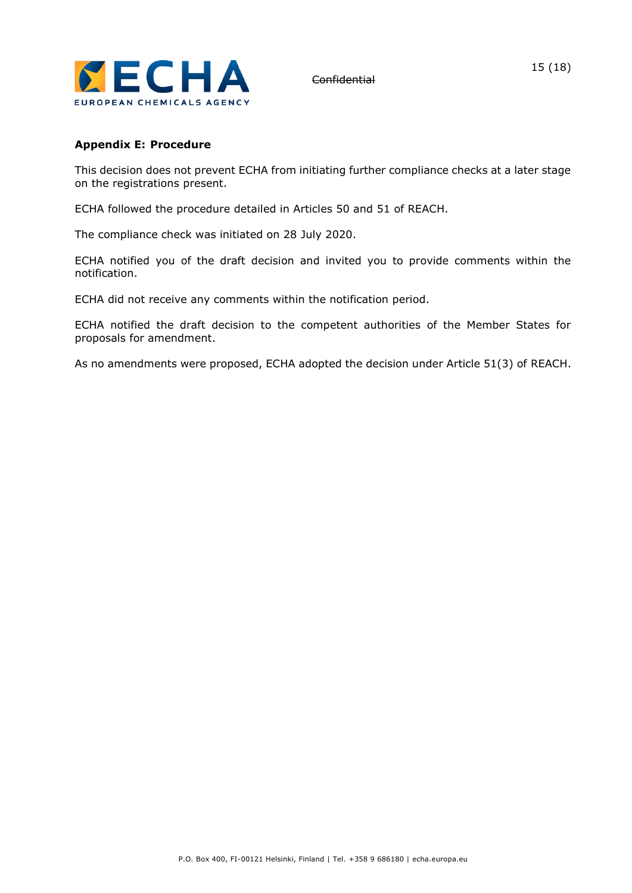## Appendix E: Procedure

This decision does not prevent ECHA from initiating further compliance checks at a later stage on the registrations present.

ECHA followed the procedure detailed in Articles 50 and 51 of REACH.

The compliance check was initiated on 28 July 2020.

ECHA notified you of the draft decision and invited you to provide comments within the notification.

ECHA did not receive any comments within the notification period.

ECHA notified the draft decision to the competent authorities of the Member States for proposals for amendment.

As no amendments were proposed, ECHA adopted the decision under Article 51(3) of REACH.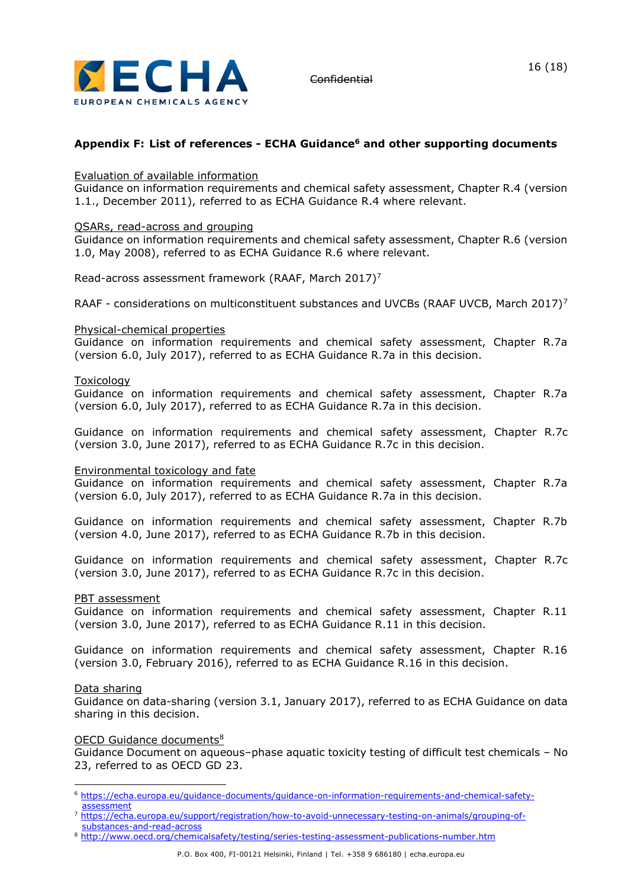## Appendix F: List of references - ECHA Guidance[6] and other supporting documents

Evaluation of available information
Guidance on information requirements and chemical safety assessment, Chapter R.4 (version 1.1., December 2011), referred to as ECHA Guidance R.4 where relevant.

QSARs, read-across and grouping
Guidance on information requirements and chemical safety assessment, Chapter R.6 (version 1.0, May 2008), referred to as ECHA Guidance R.6 where relevant.

Read-across assessment framework (RAAF, March 2017)[7]

RAAF - considerations on multiconstituent substances and UVCBs (RAAF UVCB, March 2017)[7]

Physical-chemical properties
Guidance on information requirements and chemical safety assessment, Chapter R.7a (version 6.0, July 2017), referred to as ECHA Guidance R.7a in this decision.

Toxicology
Guidance on information requirements and chemical safety assessment, Chapter R.7a (version 6.0, July 2017), referred to as ECHA Guidance R.7a in this decision.

Guidance on information requirements and chemical safety assessment, Chapter R.7c (version 3.0, June 2017), referred to as ECHA Guidance R.7c in this decision.

Environmental toxicology and fate
Guidance on information requirements and chemical safety assessment, Chapter R.7a (version 6.0, July 2017), referred to as ECHA Guidance R.7a in this decision.

Guidance on information requirements and chemical safety assessment, Chapter R.7b (version 4.0, June 2017), referred to as ECHA Guidance R.7b in this decision.

Guidance on information requirements and chemical safety assessment, Chapter R.7c (version 3.0, June 2017), referred to as ECHA Guidance R.7c in this decision.

PBT assessment
Guidance on information requirements and chemical safety assessment, Chapter R.11 (version 3.0, June 2017), referred to as ECHA Guidance R.11 in this decision.

Guidance on information requirements and chemical safety assessment, Chapter R.16 (version 3.0, February 2016), referred to as ECHA Guidance R.16 in this decision.

Data sharing
Guidance on data-sharing (version 3.1, January 2017), referred to as ECHA Guidance on data sharing in this decision.

OECD Guidance documents[8]
Guidance Document on aqueous–phase aquatic toxicity testing of difficult test chemicals – No 23, referred to as OECD GD 23.

---

[6] https://echa.europa.eu/guidance-documents/guidance-on-information-requirements-and-chemical-safety-assessment

[7] https://echa.europa.eu/support/registration/how-to-avoid-unnecessary-testing-on-animals/grouping-of-substances-and-read-across

[8] http://www.oecd.org/chemicalsafety/testing/series-testing-assessment-publications-number.htm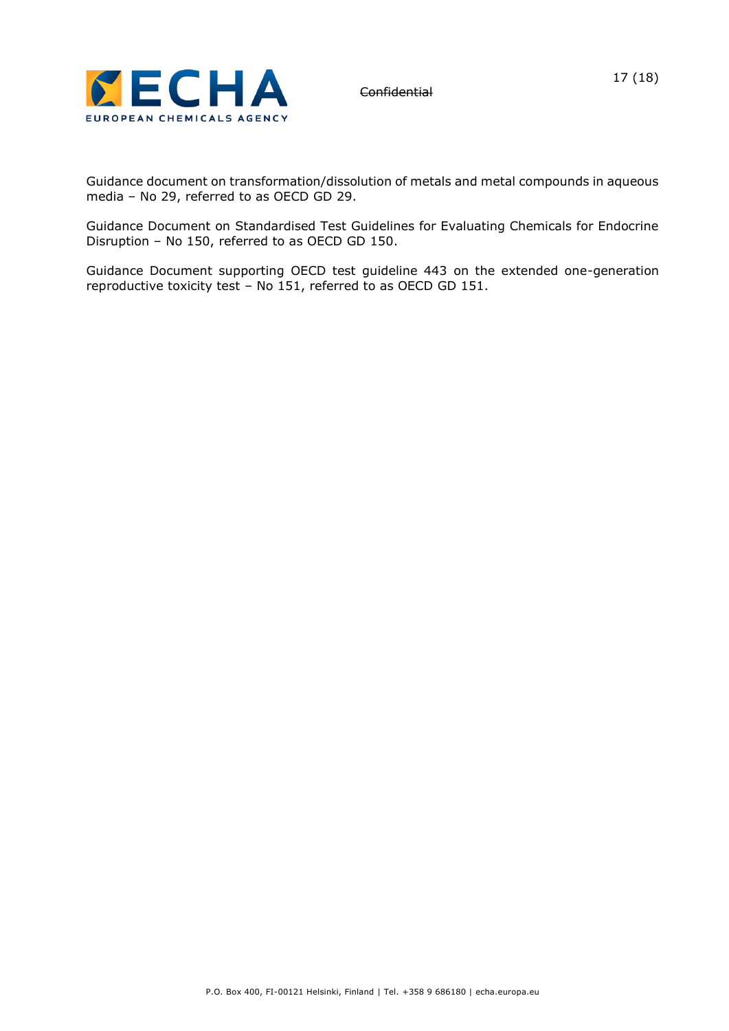Guidance document on transformation/dissolution of metals and metal compounds in aqueous media – No 29, referred to as OECD GD 29.

Guidance Document on Standardised Test Guidelines for Evaluating Chemicals for Endocrine Disruption – No 150, referred to as OECD GD 150.

Guidance Document supporting OECD test guideline 443 on the extended one-generation reproductive toxicity test – No 151, referred to as OECD GD 151.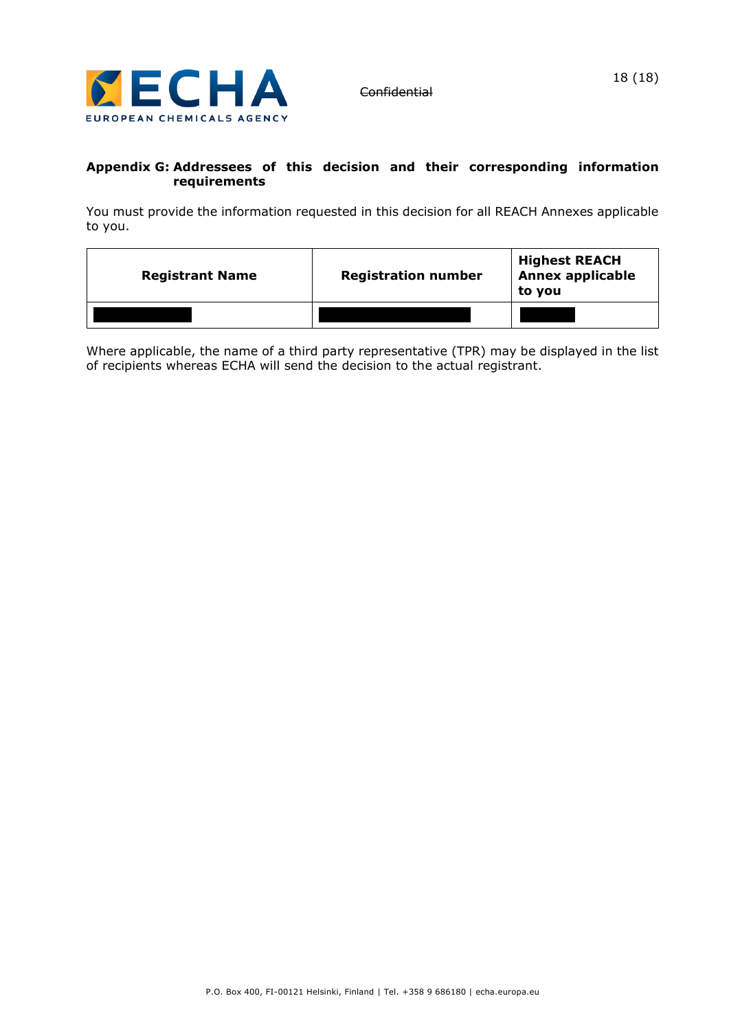## Appendix G: Addressees of this decision and their corresponding information requirements

You must provide the information requested in this decision for all REACH Annexes applicable to you.

| Registrant Name | Registration number | Highest REACH Annex applicable to you |
|---|---|---|
| | | |

Where applicable, the name of a third party representative (TPR) may be displayed in the list of recipients whereas ECHA will send the decision to the actual registrant.